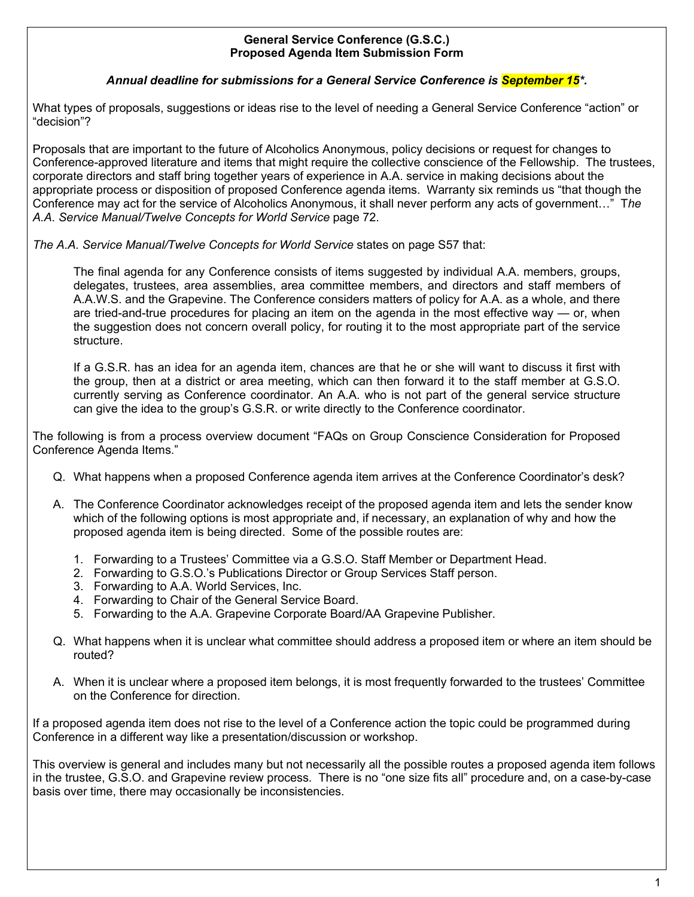**General Service Conference (G.S.C.)**
**Proposed Agenda Item Submission Form**

***Annual deadline for submissions for a General Service Conference is September 15*.***

What types of proposals, suggestions or ideas rise to the level of needing a General Service Conference "action" or "decision"?

Proposals that are important to the future of Alcoholics Anonymous, policy decisions or request for changes to Conference-approved literature and items that might require the collective conscience of the Fellowship. The trustees, corporate directors and staff bring together years of experience in A.A. service in making decisions about the appropriate process or disposition of proposed Conference agenda items. Warranty six reminds us "that though the Conference may act for the service of Alcoholics Anonymous, it shall never perform any acts of government…" T*he A.A. Service Manual/Twelve Concepts for World Service* page 72.

*The A.A. Service Manual/Twelve Concepts for World Service* states on page S57 that:

> The final agenda for any Conference consists of items suggested by individual A.A. members, groups, delegates, trustees, area assemblies, area committee members, and directors and staff members of A.A.W.S. and the Grapevine. The Conference considers matters of policy for A.A. as a whole, and there are tried-and-true procedures for placing an item on the agenda in the most effective way — or, when the suggestion does not concern overall policy, for routing it to the most appropriate part of the service structure.
>
> If a G.S.R. has an idea for an agenda item, chances are that he or she will want to discuss it first with the group, then at a district or area meeting, which can then forward it to the staff member at G.S.O. currently serving as Conference coordinator. An A.A. who is not part of the general service structure can give the idea to the group's G.S.R. or write directly to the Conference coordinator.

The following is from a process overview document "FAQs on Group Conscience Consideration for Proposed Conference Agenda Items."

Q. What happens when a proposed Conference agenda item arrives at the Conference Coordinator's desk?

A. The Conference Coordinator acknowledges receipt of the proposed agenda item and lets the sender know which of the following options is most appropriate and, if necessary, an explanation of why and how the proposed agenda item is being directed. Some of the possible routes are:

1. Forwarding to a Trustees' Committee via a G.S.O. Staff Member or Department Head.
2. Forwarding to G.S.O.'s Publications Director or Group Services Staff person.
3. Forwarding to A.A. World Services, Inc.
4. Forwarding to Chair of the General Service Board.
5. Forwarding to the A.A. Grapevine Corporate Board/AA Grapevine Publisher.

Q. What happens when it is unclear what committee should address a proposed item or where an item should be routed?

A. When it is unclear where a proposed item belongs, it is most frequently forwarded to the trustees' Committee on the Conference for direction.

If a proposed agenda item does not rise to the level of a Conference action the topic could be programmed during Conference in a different way like a presentation/discussion or workshop.

This overview is general and includes many but not necessarily all the possible routes a proposed agenda item follows in the trustee, G.S.O. and Grapevine review process. There is no "one size fits all" procedure and, on a case-by-case basis over time, there may occasionally be inconsistencies.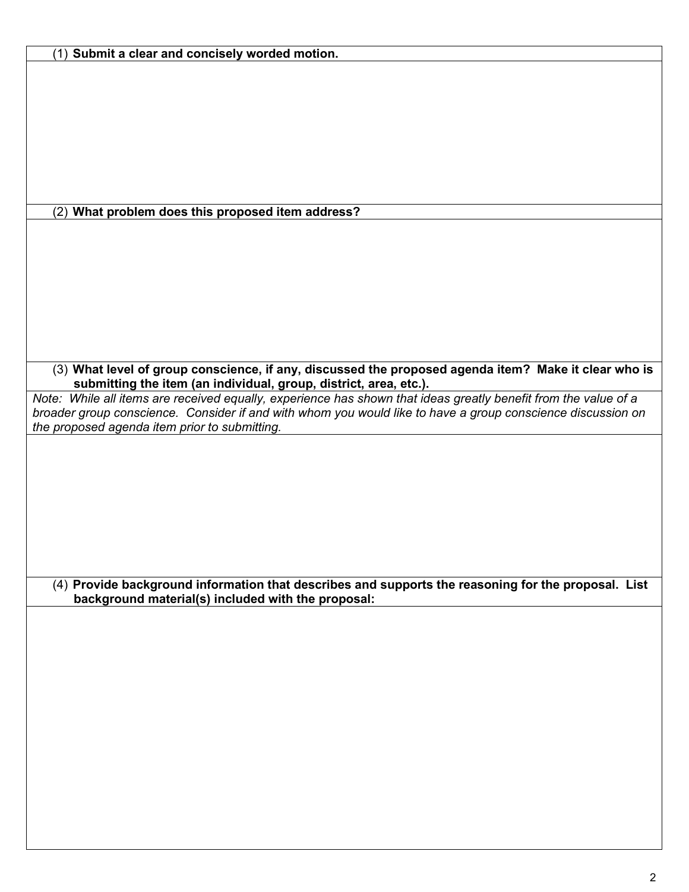(1) **Submit a clear and concisely worded motion.**

(2) **What problem does this proposed item address?**

(3) **What level of group conscience, if any, discussed the proposed agenda item? Make it clear who is submitting the item (an individual, group, district, area, etc.).**

*Note: While all items are received equally, experience has shown that ideas greatly benefit from the value of a broader group conscience. Consider if and with whom you would like to have a group conscience discussion on the proposed agenda item prior to submitting.*

(4) **Provide background information that describes and supports the reasoning for the proposal. List background material(s) included with the proposal:**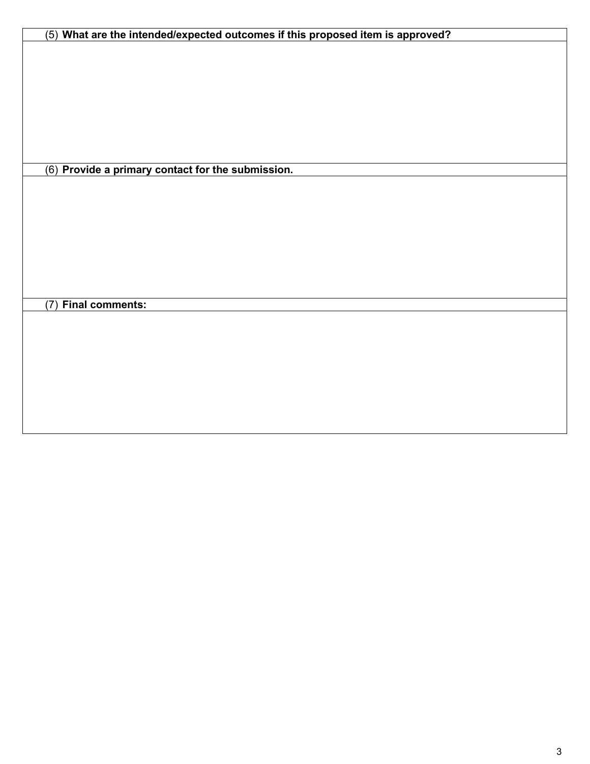| (5) **What are the intended/expected outcomes if this proposed item is approved?** |
|---|
| |
| (6) **Provide a primary contact for the submission.** |
| |
| (7) **Final comments:** |
| |